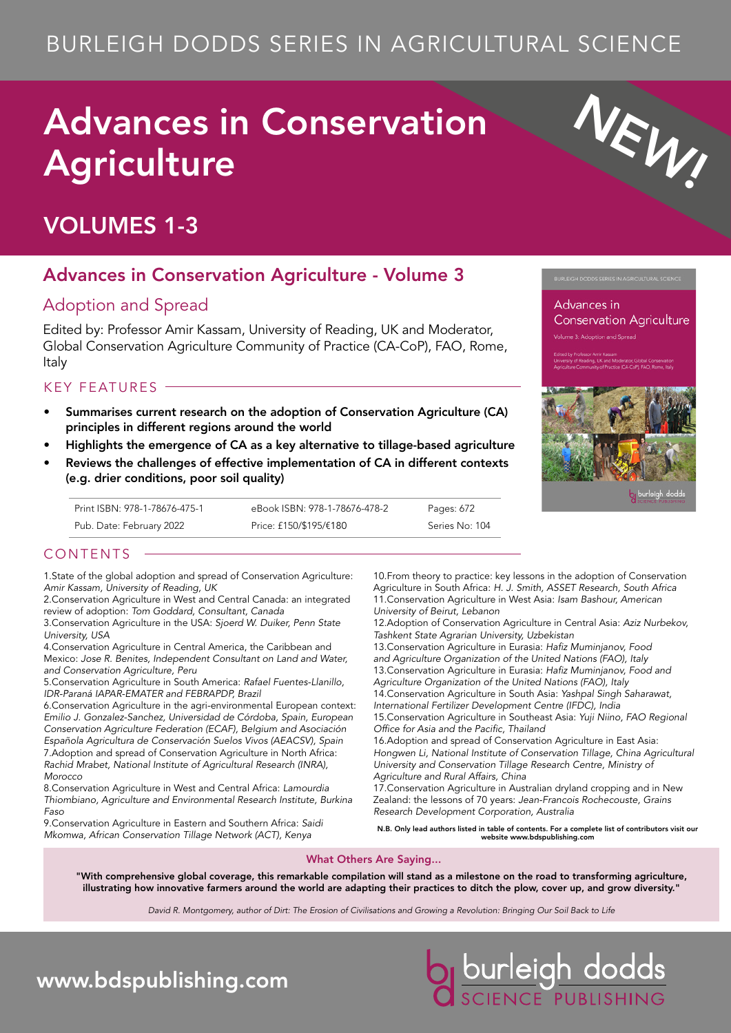BURLEIGH DODDS SERIES IN AGRICULTURAL SCIENCE

# Advances in Conservation Agriculture

NEW!

## VOLUMES 1-3

## Advances in Conservation Agriculture - Volume 3

### Adoption and Spread

Edited by: Professor Amir Kassam, University of Reading, UK and Moderator, Global Conservation Agriculture Community of Practice (CA-CoP), FAO, Rome, Italy

### KEY FEATURES

- **Summarises current research on the adoption of Conservation Agriculture (CA) principles in different regions around the world**
- **Highlights the emergence of CA as a key alternative to tillage-based agriculture**
- **Reviews the challenges of effective implementation of CA in different contexts (e.g. drier conditions, poor soil quality)**

| | | |
|---|---|---|
| Print ISBN: 978-1-78676-475-1 | eBook ISBN: 978-1-78676-478-2 | Pages: 672 |
| Pub. Date: February 2022 | Price: £150/$195/€180 | Series No: 104 |

### CONTENTS

1.State of the global adoption and spread of Conservation Agriculture: *Amir Kassam, University of Reading, UK*
2.Conservation Agriculture in West and Central Canada: an integrated review of adoption: *Tom Goddard, Consultant, Canada*
3.Conservation Agriculture in the USA: *Sjoerd W. Duiker, Penn State University, USA*
4.Conservation Agriculture in Central America, the Caribbean and Mexico: *Jose R. Benites, Independent Consultant on Land and Water, and Conservation Agriculture, Peru*
5.Conservation Agriculture in South America: *Rafael Fuentes-Llanillo, IDR-Paraná IAPAR-EMATER and FEBRAPDP, Brazil*
6.Conservation Agriculture in the agri-environmental European context: *Emilio J. Gonzalez-Sanchez, Universidad de Córdoba, Spain, European Conservation Agriculture Federation (ECAF), Belgium and Asociación Española Agricultura de Conservación Suelos Vivos (AEACSV), Spain*
7.Adoption and spread of Conservation Agriculture in North Africa: *Rachid Mrabet, National Institute of Agricultural Research (INRA), Morocco*
8.Conservation Agriculture in West and Central Africa: *Lamourdia Thiombiano, Agriculture and Environmental Research Institute, Burkina Faso*
9.Conservation Agriculture in Eastern and Southern Africa: *Saidi Mkomwa, African Conservation Tillage Network (ACT), Kenya*
10.From theory to practice: key lessons in the adoption of Conservation Agriculture in South Africa: *H. J. Smith, ASSET Research, South Africa*
11.Conservation Agriculture in West Asia: *Isam Bashour, American University of Beirut, Lebanon*
12.Adoption of Conservation Agriculture in Central Asia: *Aziz Nurbekov, Tashkent State Agrarian University, Uzbekistan*
13.Conservation Agriculture in Eurasia: *Hafiz Muminjanov, Food and Agriculture Organization of the United Nations (FAO), Italy*
13.Conservation Agriculture in Eurasia: *Hafiz Muminjanov, Food and Agriculture Organization of the United Nations (FAO), Italy*
14.Conservation Agriculture in South Asia: *Yashpal Singh Saharawat, International Fertilizer Development Centre (IFDC), India*
15.Conservation Agriculture in Southeast Asia: *Yuji Niino, FAO Regional Office for Asia and the Pacific, Thailand*
16.Adoption and spread of Conservation Agriculture in East Asia: *Hongwen Li, National Institute of Conservation Tillage, China Agricultural University and Conservation Tillage Research Centre, Ministry of Agriculture and Rural Affairs, China*
17.Conservation Agriculture in Australian dryland cropping and in New Zealand: the lessons of 70 years: *Jean-Francois Rochecouste, Grains Research Development Corporation, Australia*

**N.B. Only lead authors listed in table of contents. For a complete list of contributors visit our website www.bdspublishing.com**

**What Others Are Saying...**

**"With comprehensive global coverage, this remarkable compilation will stand as a milestone on the road to transforming agriculture, illustrating how innovative farmers around the world are adapting their practices to ditch the plow, cover up, and grow diversity."**

*David R. Montgomery, author of Dirt: The Erosion of Civilisations and Growing a Revolution: Bringing Our Soil Back to Life*

**www.bdspublishing.com**

burleigh dodds SCIENCE PUBLISHING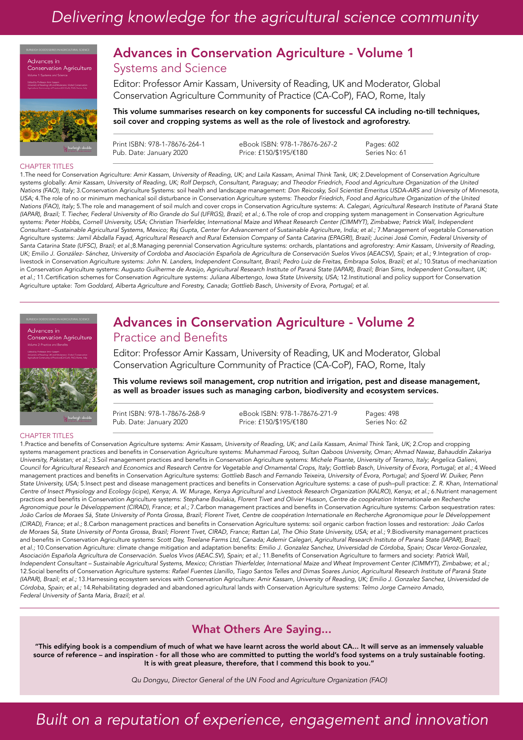*Delivering knowledge for the agricultural science community*

## Advances in Conservation Agriculture - Volume 1

### Systems and Science

Editor: Professor Amir Kassam, University of Reading, UK and Moderator, Global Conservation Agriculture Community of Practice (CA-CoP), FAO, Rome, Italy

**This volume summarises research on key components for successful CA including no-till techniques, soil cover and cropping systems as well as the role of livestock and agroforestry.**

| | | |
|---|---|---|
| Print ISBN: 978-1-78676-264-1 | eBook ISBN: 978-1-78676-267-2 | Pages: 602 |
| Pub. Date: January 2020 | Price: £150/$195/€180 | Series No: 61 |

CHAPTER TITLES

1.The need for Conservation Agriculture: *Amir Kassam, University of Reading, UK; and Laila Kassam, Animal Think Tank, UK;* 2.Development of Conservation Agriculture systems globally: *Amir Kassam, University of Reading, UK; Rolf Derpsch, Consultant, Paraguay; and Theodor Friedrich, Food and Agriculture Organization of the United Nations (FAO), Italy;* 3.Conservation Agriculture Systems: soil health and landscape management: *Don Reicosky, Soil Scientist Emeritus USDA-ARS and University of Minnesota, USA;* 4.The role of no or minimum mechanical soil disturbance in Conservation Agriculture systems: *Theodor Friedrich, Food and Agriculture Organization of the United Nations (FAO), Italy;* 5.The role and management of soil mulch and cover crops in Conservation Agriculture systems: *A. Calegari, Agricultural Research Institute of Paraná State (IAPAR), Brazil; T. Tiecher, Federal University of Rio Grande do Sul (UFRGS), Brazil; et al.;* 6.The role of crop and cropping system management in Conservation Agriculture systems: *Peter Hobbs, Cornell University, USA; Christian Thierfelder, International Maize and Wheat Research Center (CIMMYT), Zimbabwe; Patrick Wall, Independent Consultant –Sustainable Agricultural Systems, Mexico; Raj Gupta, Center for Advancement of Sustainable Agriculture, India; et al.;* 7.Management of vegetable Conservation Agriculture systems: *Jamil Abdalla Fayad, Agricultural Research and Rural Extension Company of Santa Catarina (EPAGRI), Brazil; Jucinei José Comin, Federal University of Santa Catarina State (UFSC), Brazil; et al.;*8.Managing perennial Conservation Agriculture systems: orchards, plantations and agroforestry: *Amir Kassam, University of Reading, UK; Emilio J. González- Sánchez, University of Cordoba and Asociación Española de Agricultura de Conservación Suelos Vivos (AEACSV), Spain; et al.;* 9.Integration of crop-livestock in Conservation Agriculture systems: *John N. Landers, Independent Consultant, Brazil; Pedro Luiz de Freitas, Embrapa Solos, Brazil; et al.;* 10.Status of mechanization in Conservation Agriculture systems: *Augusto Guilherme de Araújo, Agricultural Research Institute of Paraná State (IAPAR), Brazil; Brian Sims, Independent Consultant, UK; et al.;* 11.Certification schemes for Conservation Agriculture systems: *Juliana Albertengo, Iowa State University, USA;* 12.Institutional and policy support for Conservation Agriculture uptake: *Tom Goddard, Alberta Agriculture and Forestry, Canada; Gottlieb Basch, University of Evora, Portugal; et al.*

## Advances in Conservation Agriculture - Volume 2

### Practice and Benefits

Editor: Professor Amir Kassam, University of Reading, UK and Moderator, Global Conservation Agriculture Community of Practice (CA-CoP), FAO, Rome, Italy

**This volume reviews soil management, crop nutrition and irrigation, pest and disease management, as well as broader issues such as managing carbon, biodiversity and ecosystem services.**

| | | |
|---|---|---|
| Print ISBN: 978-1-78676-268-9 | eBook ISBN: 978-1-78676-271-9 | Pages: 498 |
| Pub. Date: January 2020 | Price: £150/$195/€180 | Series No: 62 |

CHAPTER TITLES

1.Practice and benefits of Conservation Agriculture systems: *Amir Kassam, University of Reading, UK; and Laila Kassam, Animal Think Tank, UK;* 2.Crop and cropping systems management practices and benefits in Conservation Agriculture systems: *Muhammad Farooq, Sultan Qaboos University, Oman; Ahmad Nawaz, Bahauddin Zakariya University, Pakistan; et al.;* 3.Soil management practices and benefits in Conservation Agriculture systems: *Michele Pisante, University of Teramo, Italy; Angelica Galieni, Council for Agricultural Research and Economics and Research Centre for Vegetable and Ornamental Crops, Italy; Gottlieb Basch, University of Évora, Portugal; et al.;* 4.Weed management practices and benefits in Conservation Agriculture systems: *Gottlieb Basch and Fernando Teixeira, University of Évora, Portugal; and Sjoerd W. Duiker, Penn State University, USA;* 5.Insect pest and disease management practices and benefits in Conservation Agriculture systems: a case of push–pull practice: *Z. R. Khan, International Centre of Insect Physiology and Ecology (icipe), Kenya; A. W. Murage, Kenya Agricultural and Livestock Research Organization (KALRO), Kenya; et al.;* 6.Nutrient management practices and benefits in Conservation Agriculture systems: *Stephane Boulakia, Florent Tivet and Olivier Husson, Centre de coopération Internationale en Recherche Agronomique pour le Développement (CIRAD), France; et al.;* 7.Carbon management practices and benefits in Conservation Agriculture systems: Carbon sequestration rates: *João Carlos de Moraes Sá, State University of Ponta Grossa, Brazil; Florent Tivet, Centre de coopération Internationale en Recherche Agronomique pour le Développement (CIRAD), France; et al.;* 8.Carbon management practices and benefits in Conservation Agriculture systems: soil organic carbon fraction losses and restoration: *João Carlos de Moraes Sá, State University of Ponta Grossa, Brazil; Florent Tivet, CIRAD, France; Rattan Lal, The Ohio State University, USA; et al.;* 9.Biodiversity management practices and benefits in Conservation Agriculture systems: *Scott Day, Treelane Farms Ltd, Canada; Ademir Calegari, Agricultural Research Institute of Paraná State (IAPAR), Brazil; et al.;* 10.Conservation Agriculture: climate change mitigation and adaptation benefits: *Emilio J. Gonzalez Sanchez, Universidad de Córdoba, Spain; Oscar Veroz-Gonzalez, Asociación Española Agricultura de Conservación. Suelos Vivos (AEAC.SV), Spain; et al.;* 11.Benefits of Conservation Agriculture to farmers and society: *Patrick Wall, Independent Consultant – Sustainable Agricultural Systems, Mexico; Christian Thierfelder, International Maize and Wheat Improvement Center (CIMMYT), Zimbabwe; et al.;* 12.Social benefits of Conservation Agriculture systems: *Rafael Fuentes Llanillo, Tiago Santos Telles and Dimas Soares Junior, Agricultural Research Institute of Paraná State (IAPAR), Brazil; et al.;* 13.Harnessing ecosystem services with Conservation Agriculture: *Amir Kassam, University of Reading, UK; Emilio J. Gonzalez Sanchez, Universidad de Córdoba, Spain; et al.;* 14.Rehabilitating degraded and abandoned agricultural lands with Conservation Agriculture systems: *Telmo Jorge Carneiro Amado, Federal University of Santa Maria, Brazil; et al.*

## What Others Are Saying...

**"This edifying book is a compendium of much of what we have learnt across the world about CA... It will serve as an immensely valuable source of reference – and inspiration - for all those who are committed to putting the world's food systems on a truly sustainable footing. It is with great pleasure, therefore, that I commend this book to you."**

*Qu Dongyu, Director General of the UN Food and Agriculture Organization (FAO)*

*Built on a reputation of experience, engagement and innovation*